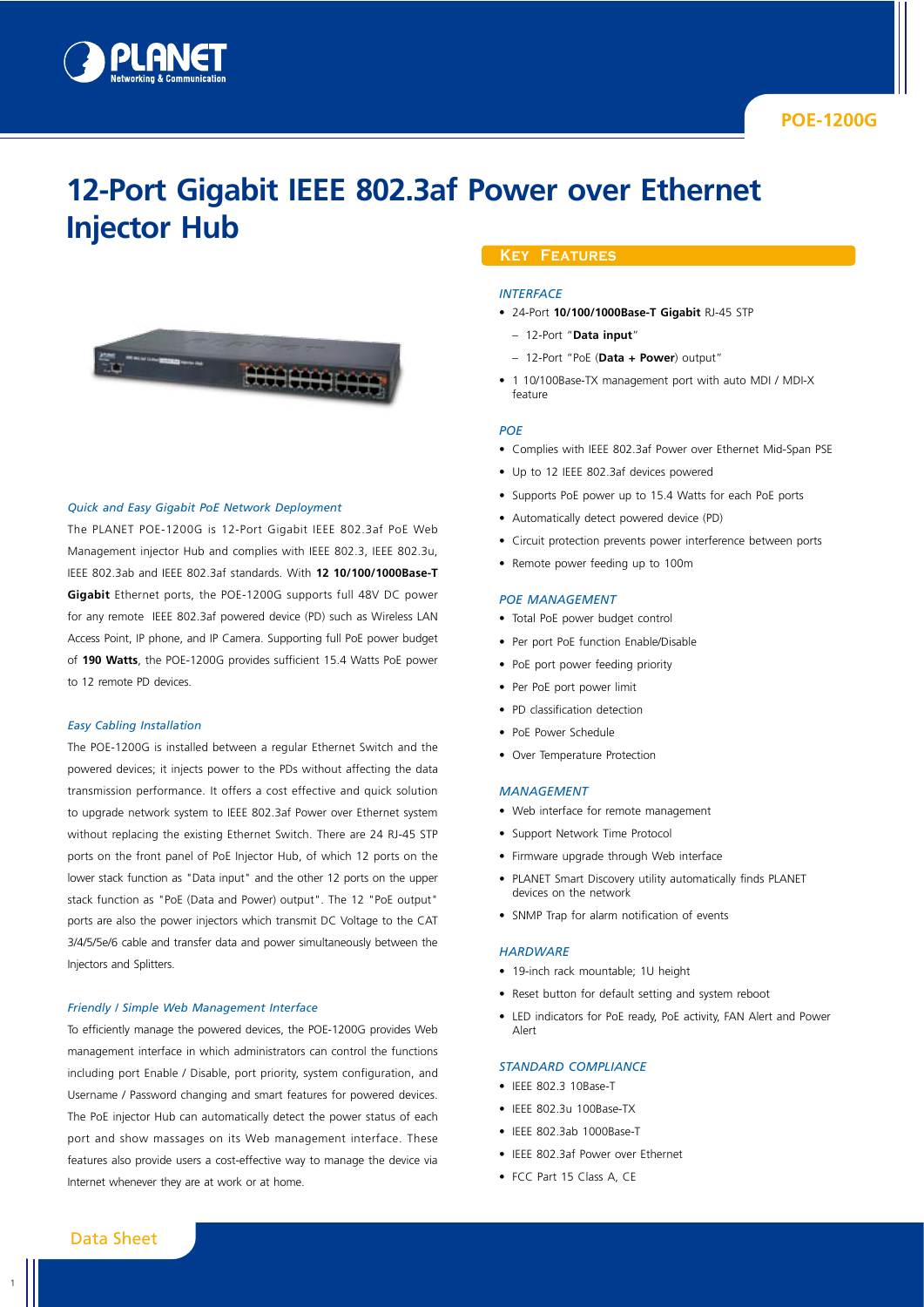POE-1200G

# 12-Port Gigabit IEEE 802.3af Power over Ethernet Injector Hub

### *Quick and Easy Gigabit PoE Network Deployment*

The PLANET POE-1200G is 12-Port Gigabit IEEE 802.3af PoE Web Management injector Hub and complies with IEEE 802.3, IEEE 802.3u, IEEE 802.3ab and IEEE 802.3af standards. With **12 10/100/1000Base-T Gigabit** Ethernet ports, the POE-1200G supports full 48V DC power for any remote IEEE 802.3af powered device (PD) such as Wireless LAN Access Point, IP phone, and IP Camera. Supporting full PoE power budget of **190 Watts**, the POE-1200G provides sufficient 15.4 Watts PoE power to 12 remote PD devices.

### *Easy Cabling Installation*

The POE-1200G is installed between a regular Ethernet Switch and the powered devices; it injects power to the PDs without affecting the data transmission performance. It offers a cost effective and quick solution to upgrade network system to IEEE 802.3af Power over Ethernet system without replacing the existing Ethernet Switch. There are 24 RJ-45 STP ports on the front panel of PoE Injector Hub, of which 12 ports on the lower stack function as "Data input" and the other 12 ports on the upper stack function as "PoE (Data and Power) output". The 12 "PoE output" ports are also the power injectors which transmit DC Voltage to the CAT 3/4/5/5e/6 cable and transfer data and power simultaneously between the Injectors and Splitters.

### *Friendly / Simple Web Management Interface*

To efficiently manage the powered devices, the POE-1200G provides Web management interface in which administrators can control the functions including port Enable / Disable, port priority, system configuration, and Username / Password changing and smart features for powered devices. The PoE injector Hub can automatically detect the power status of each port and show massages on its Web management interface. These features also provide users a cost-effective way to manage the device via Internet whenever they are at work or at home.

## Key Features

### *INTERFACE*

- 24-Port **10/100/1000Base-T Gigabit** RJ-45 STP
  - 12-Port "**Data input**"
  - 12-Port "PoE (**Data + Power**) output"
- 1 10/100Base-TX management port with auto MDI / MDI-X feature

### *POE*

- Complies with IEEE 802.3af Power over Ethernet Mid-Span PSE
- Up to 12 IEEE 802.3af devices powered
- Supports PoE power up to 15.4 Watts for each PoE ports
- Automatically detect powered device (PD)
- Circuit protection prevents power interference between ports
- Remote power feeding up to 100m

### *POE MANAGEMENT*

- Total PoE power budget control
- Per port PoE function Enable/Disable
- PoE port power feeding priority
- Per PoE port power limit
- PD classification detection
- PoE Power Schedule
- Over Temperature Protection

### *MANAGEMENT*

- Web interface for remote management
- Support Network Time Protocol
- Firmware upgrade through Web interface
- PLANET Smart Discovery utility automatically finds PLANET devices on the network
- SNMP Trap for alarm notification of events

### *HARDWARE*

- 19-inch rack mountable; 1U height
- Reset button for default setting and system reboot
- LED indicators for PoE ready, PoE activity, FAN Alert and Power Alert

### *STANDARD COMPLIANCE*

- IEEE 802.3 10Base-T
- IEEE 802.3u 100Base-TX
- IEEE 802.3ab 1000Base-T
- IEEE 802.3af Power over Ethernet
- FCC Part 15 Class A, CE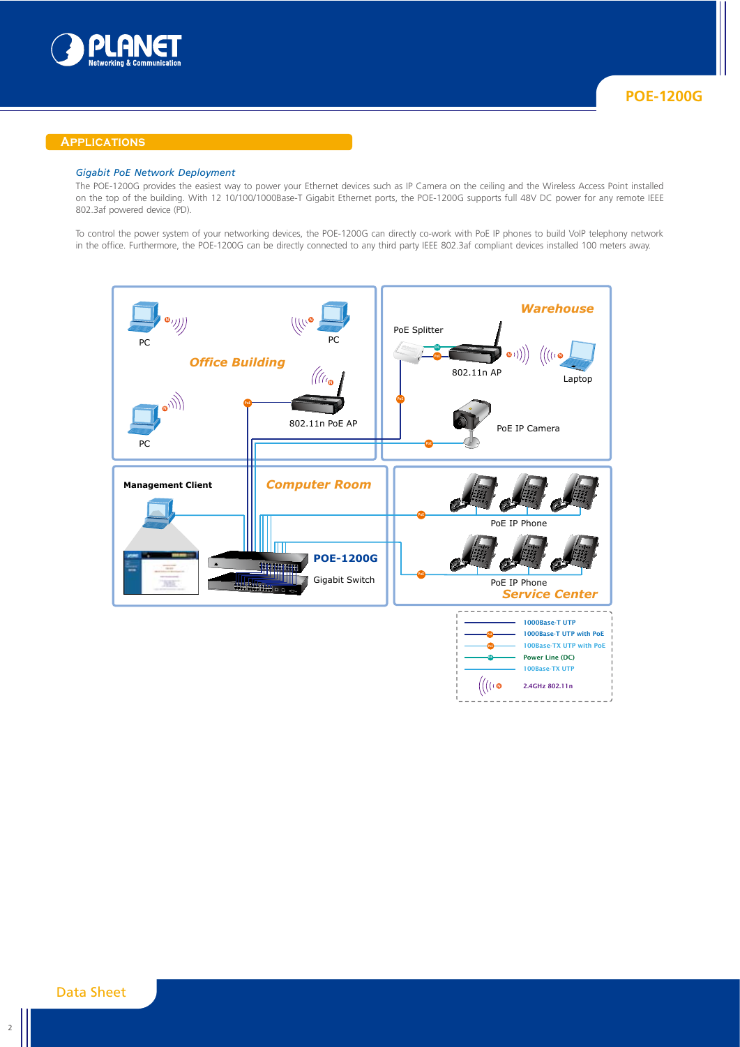## Applications

*Gigabit PoE Network Deployment*

The POE-1200G provides the easiest way to power your Ethernet devices such as IP Camera on the ceiling and the Wireless Access Point installed on the top of the building. With 12 10/100/1000Base-T Gigabit Ethernet ports, the POE-1200G supports full 48V DC power for any remote IEEE 802.3af powered device (PD).

To control the power system of your networking devices, the POE-1200G can directly co-work with PoE IP phones to build VoIP telephony network in the office. Furthermore, the POE-1200G can be directly connected to any third party IEEE 802.3af compliant devices installed 100 meters away.

Office Building: PC, PC, PC, 802.11n PoE AP

Warehouse: PoE Splitter, 802.11n AP, Laptop, PoE IP Camera

Management Client

Computer Room: **POE-1200G** Gigabit Switch

Service Center: PoE IP Phone, PoE IP Phone

- 1000Base-T UTP
- 1000Base-T UTP with PoE
- 100Base-TX UTP with PoE
- Power Line (DC)
- 100Base-TX UTP
- 2.4GHz 802.11n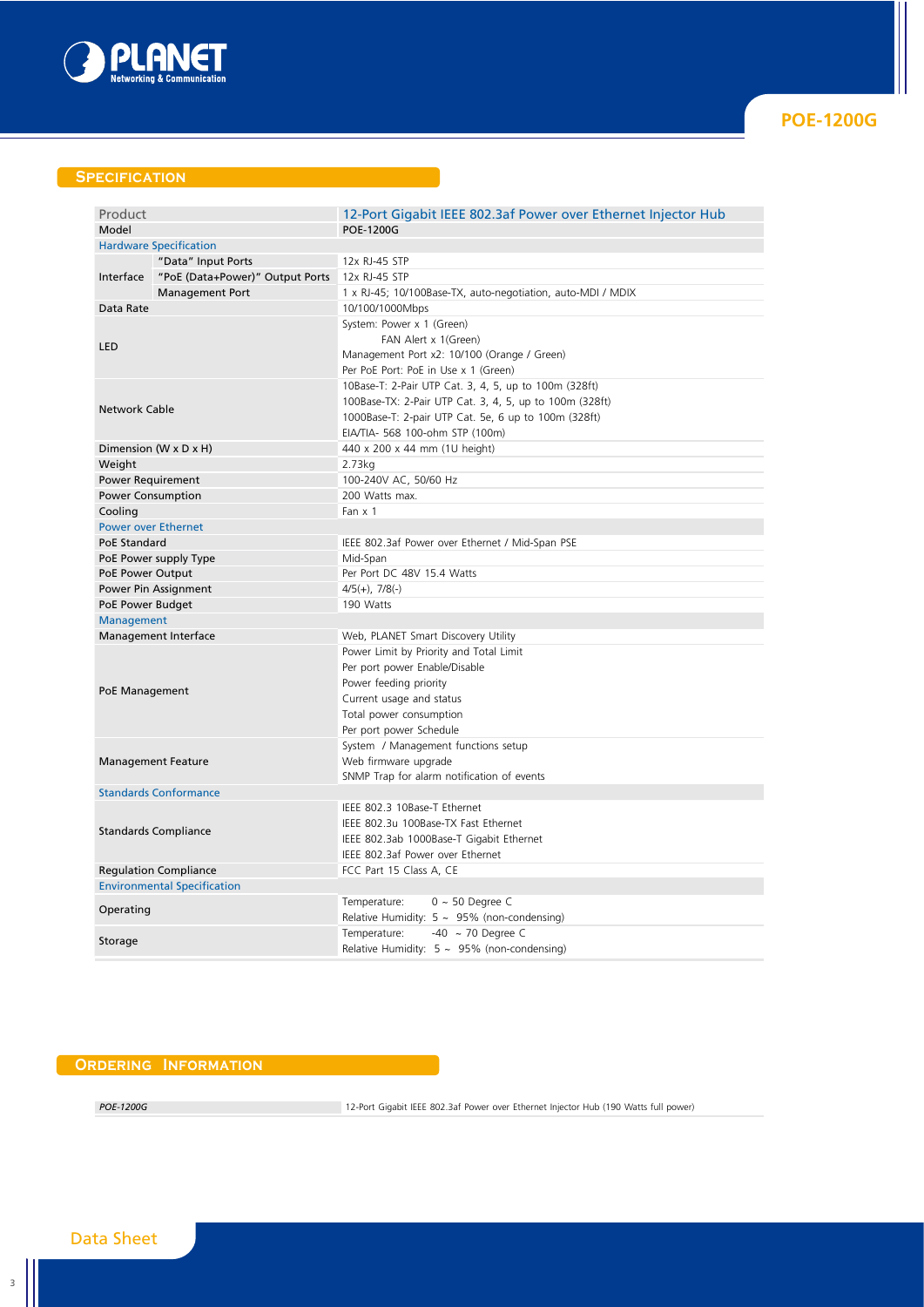## Specification

| Product | | 12-Port Gigabit IEEE 802.3af Power over Ethernet Injector Hub |
|---|---|---|
| Model | | POE-1200G |
| **Hardware Specification** | | |
| Interface | "Data" Input Ports | 12x RJ-45 STP |
| | "PoE (Data+Power)" Output Ports | 12x RJ-45 STP |
| | Management Port | 1 x RJ-45; 10/100Base-TX, auto-negotiation, auto-MDI / MDIX |
| Data Rate | | 10/100/1000Mbps |
| LED | | System: Power x 1 (Green)<br>FAN Alert x 1(Green)<br>Management Port x2: 10/100 (Orange / Green)<br>Per PoE Port: PoE in Use x 1 (Green) |
| Network Cable | | 10Base-T: 2-Pair UTP Cat. 3, 4, 5, up to 100m (328ft)<br>100Base-TX: 2-Pair UTP Cat. 3, 4, 5, up to 100m (328ft)<br>1000Base-T: 2-pair UTP Cat. 5e, 6 up to 100m (328ft)<br>EIA/TIA- 568 100-ohm STP (100m) |
| Dimension (W x D x H) | | 440 x 200 x 44 mm (1U height) |
| Weight | | 2.73kg |
| Power Requirement | | 100-240V AC, 50/60 Hz |
| Power Consumption | | 200 Watts max. |
| Cooling | | Fan x 1 |
| **Power over Ethernet** | | |
| PoE Standard | | IEEE 802.3af Power over Ethernet / Mid-Span PSE |
| PoE Power supply Type | | Mid-Span |
| PoE Power Output | | Per Port DC 48V 15.4 Watts |
| Power Pin Assignment | | 4/5(+), 7/8(-) |
| PoE Power Budget | | 190 Watts |
| **Management** | | |
| Management Interface | | Web, PLANET Smart Discovery Utility |
| PoE Management | | Power Limit by Priority and Total Limit<br>Per port power Enable/Disable<br>Power feeding priority<br>Current usage and status<br>Total power consumption<br>Per port power Schedule |
| Management Feature | | System / Management functions setup<br>Web firmware upgrade<br>SNMP Trap for alarm notification of events |
| **Standards Conformance** | | |
| Standards Compliance | | IEEE 802.3 10Base-T Ethernet<br>IEEE 802.3u 100Base-TX Fast Ethernet<br>IEEE 802.3ab 1000Base-T Gigabit Ethernet<br>IEEE 802.3af Power over Ethernet |
| Regulation Compliance | | FCC Part 15 Class A, CE |
| **Environmental Specification** | | |
| Operating | | Temperature: 0 ~ 50 Degree C<br>Relative Humidity: 5 ~ 95% (non-condensing) |
| Storage | | Temperature: -40 ~ 70 Degree C<br>Relative Humidity: 5 ~ 95% (non-condensing) |

## Ordering Information

| | |
|---|---|
| *POE-1200G* | 12-Port Gigabit IEEE 802.3af Power over Ethernet Injector Hub (190 Watts full power) |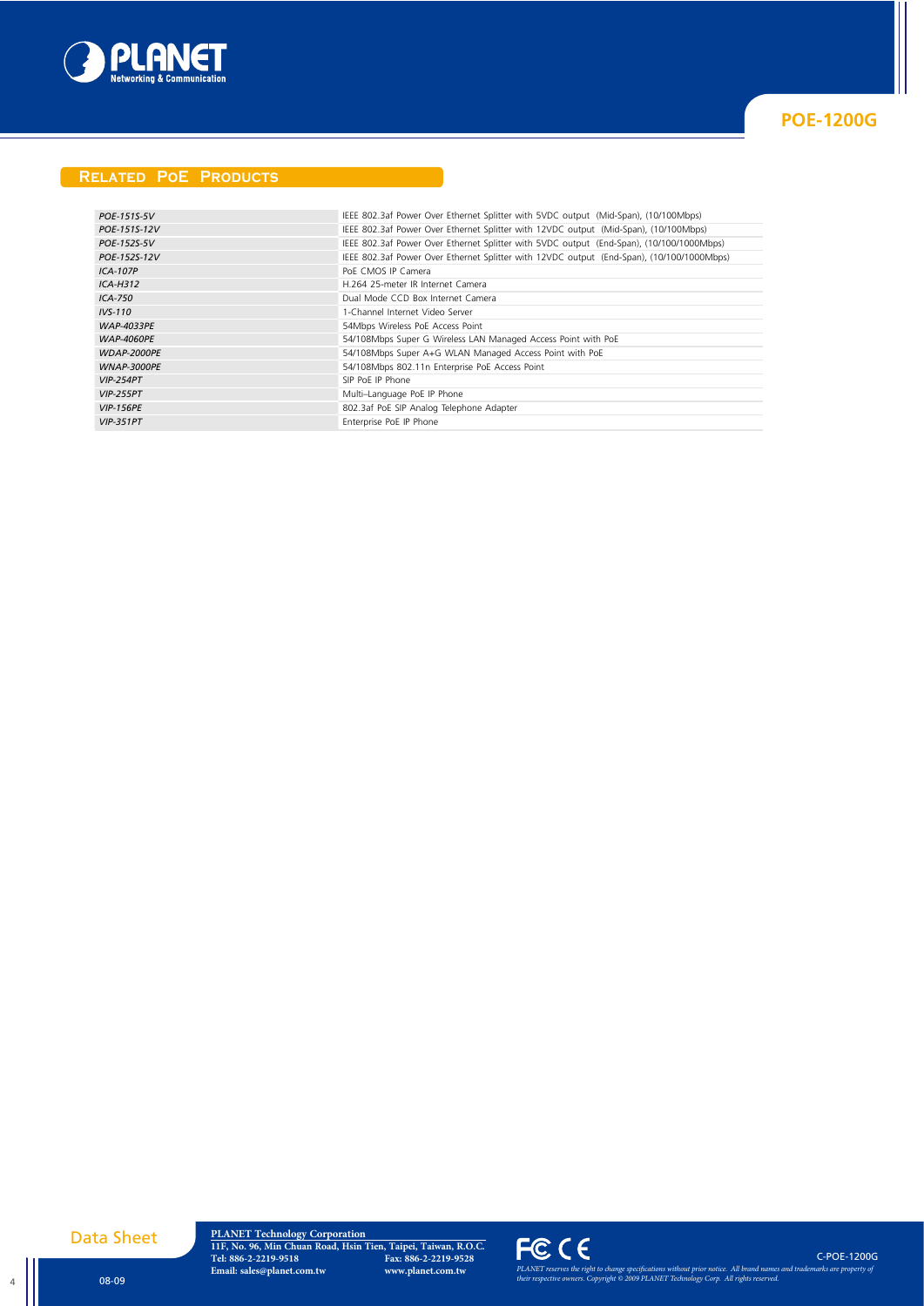## Related PoE Products

| | |
|---|---|
| *POE-151S-5V* | IEEE 802.3af Power Over Ethernet Splitter with 5VDC output (Mid-Span), (10/100Mbps) |
| *POE-151S-12V* | IEEE 802.3af Power Over Ethernet Splitter with 12VDC output (Mid-Span), (10/100Mbps) |
| *POE-152S-5V* | IEEE 802.3af Power Over Ethernet Splitter with 5VDC output (End-Span), (10/100/1000Mbps) |
| *POE-152S-12V* | IEEE 802.3af Power Over Ethernet Splitter with 12VDC output (End-Span), (10/100/1000Mbps) |
| *ICA-107P* | PoE CMOS IP Camera |
| *ICA-H312* | H.264 25-meter IR Internet Camera |
| *ICA-750* | Dual Mode CCD Box Internet Camera |
| *IVS-110* | 1-Channel Internet Video Server |
| *WAP-4033PE* | 54Mbps Wireless PoE Access Point |
| *WAP-4060PE* | 54/108Mbps Super G Wireless LAN Managed Access Point with PoE |
| *WDAP-2000PE* | 54/108Mbps Super A+G WLAN Managed Access Point with PoE |
| *WNAP-3000PE* | 54/108Mbps 802.11n Enterprise PoE Access Point |
| *VIP-254PT* | SIP PoE IP Phone |
| *VIP-255PT* | Multi–Language PoE IP Phone |
| *VIP-156PE* | 802.3af PoE SIP Analog Telephone Adapter |
| *VIP-351PT* | Enterprise PoE IP Phone |

Data Sheet

**PLANET Technology Corporation**
**11F, No. 96, Min Chuan Road, Hsin Tien, Taipei, Taiwan, R.O.C.**
**Tel: 886-2-2219-9518** **Fax: 886-2-2219-9528**
**Email: sales@planet.com.tw** **www.planet.com.tw**

*PLANET reserves the right to change specifications without prior notice. All brand names and trademarks are property of their respective owners. Copyright © 2009 PLANET Technology Corp. All rights reserved.*

C-POE-1200G

08-09